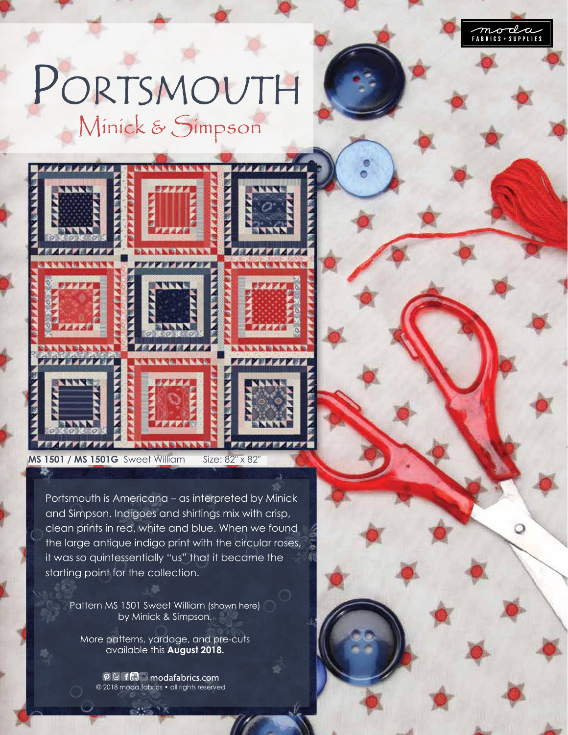# PORTSMOUTH

## Minick & Simpson

**MS 1501 / MS 1501G** Sweet William Size: 82" x 82"

Portsmouth is Americana – as interpreted by Minick and Simpson. Indigoes and shirtings mix with crisp, clean prints in red, white and blue. When we found the large antique indigo print with the circular roses, it was so quintessentially "us" that it became the starting point for the collection.

Pattern MS 1501 Sweet William (shown here) by Minick & Simpson.

More patterns, yardage, and pre-cuts available this **August 2018.**

modafabrics.com

© 2018 moda fabrics • all rights reserved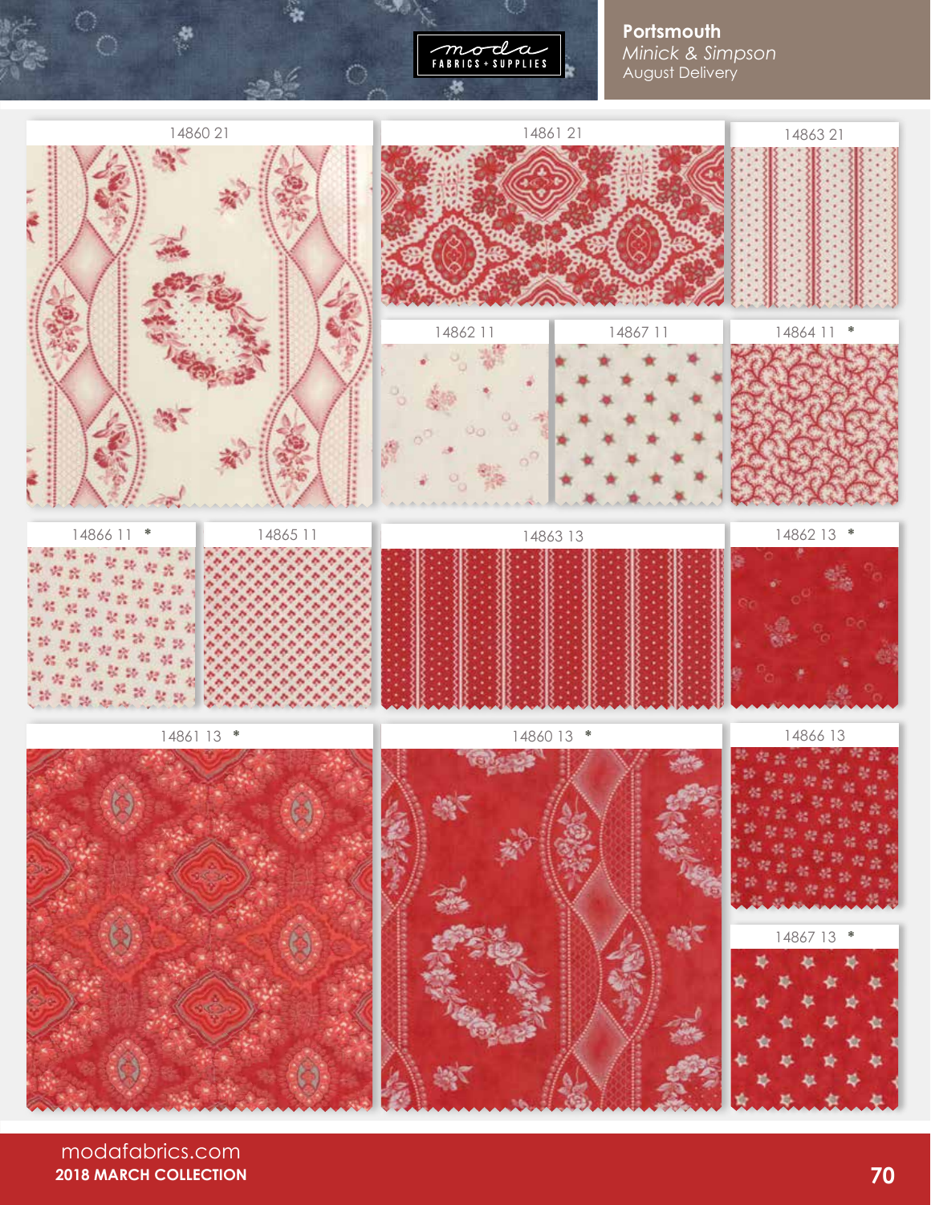**Portsmouth**
*Minick & Simpson*
August Delivery

14860 21

14861 21

14863 21

14862 11

14867 11

14864 11 *

14866 11 *

14865 11

14863 13

14862 13 *

14861 13 *

14860 13 *

14866 13

14867 13 *

modafabrics.com
**2018 MARCH COLLECTION**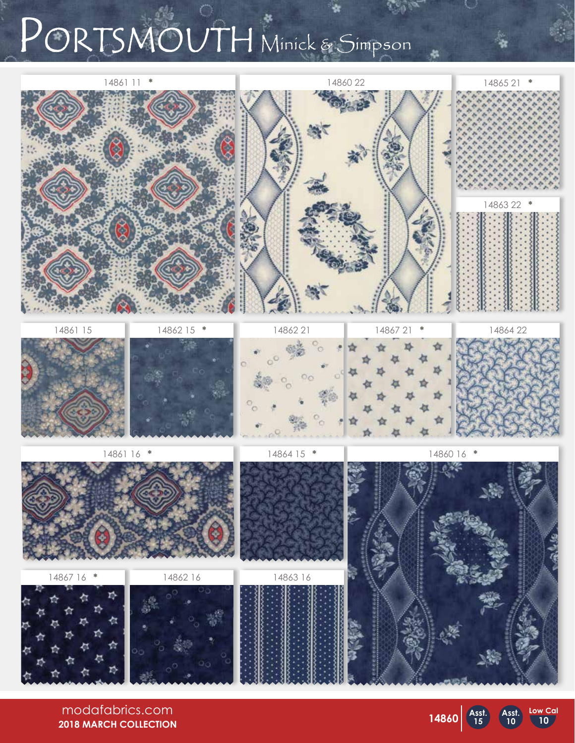# PORTSMOUTH Minick & Simpson

14861 11 *

14860 22

14865 21 *

14863 22 *

14861 15

14862 15 *

14862 21

14867 21 *

14864 22

14861 16 *

14864 15 *

14860 16 *

14867 16 *

14862 16

14863 16

modafabrics.com

**2018 MARCH COLLECTION**

**14860** Asst. 15 Asst. 10 Low Cal 10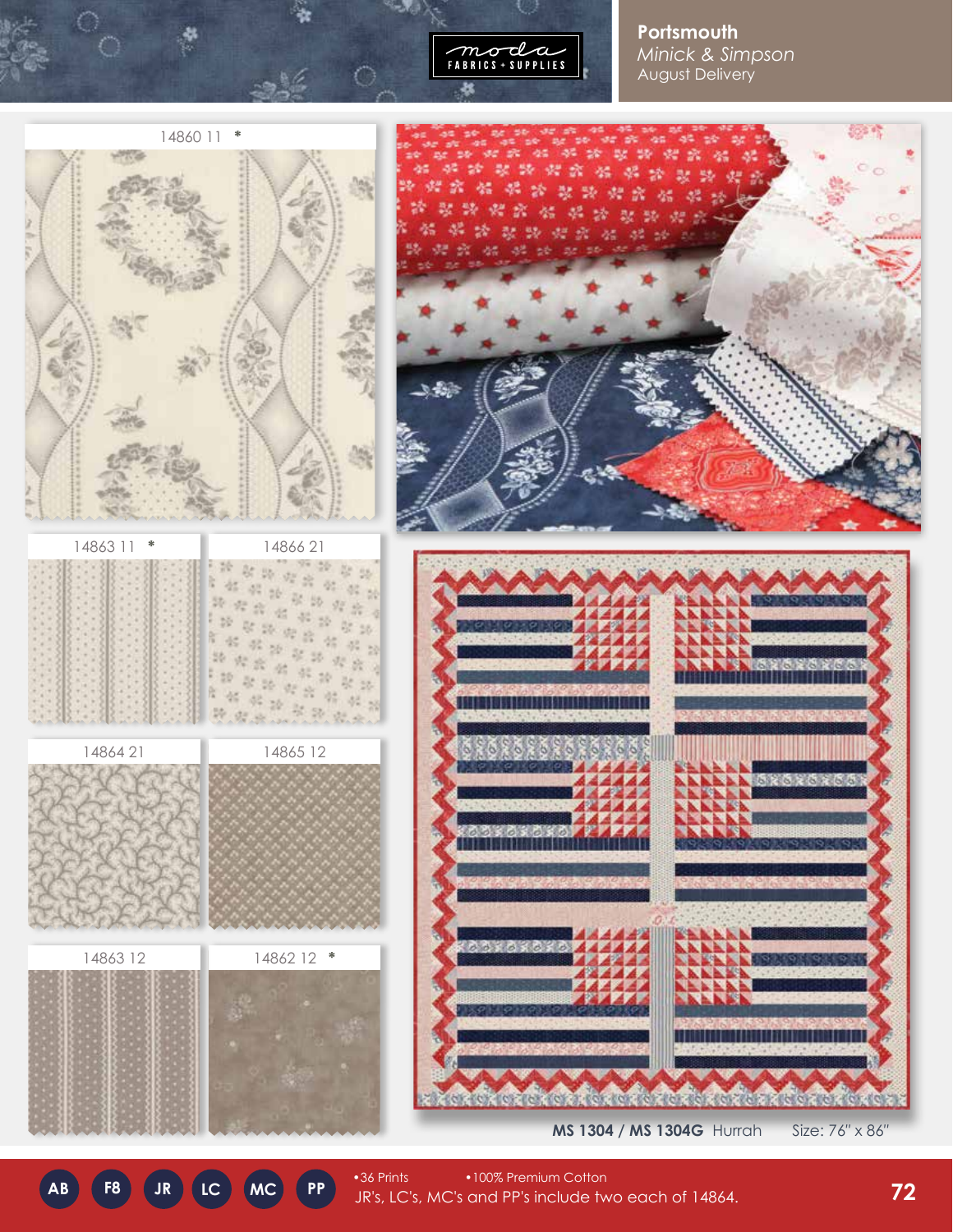moda FABRICS + SUPPLIES

# Portsmouth

*Minick & Simpson*

August Delivery

14860 11 *

14863 11 *

14866 21

14864 21

14865 12

14863 12

14862 12 *

**MS 1304 / MS 1304G** Hurrah Size: 76" x 86"

AB F8 JR LC MC PP

•36 Prints •100% Premium Cotton

JR's, LC's, MC's and PP's include two each of 14864.